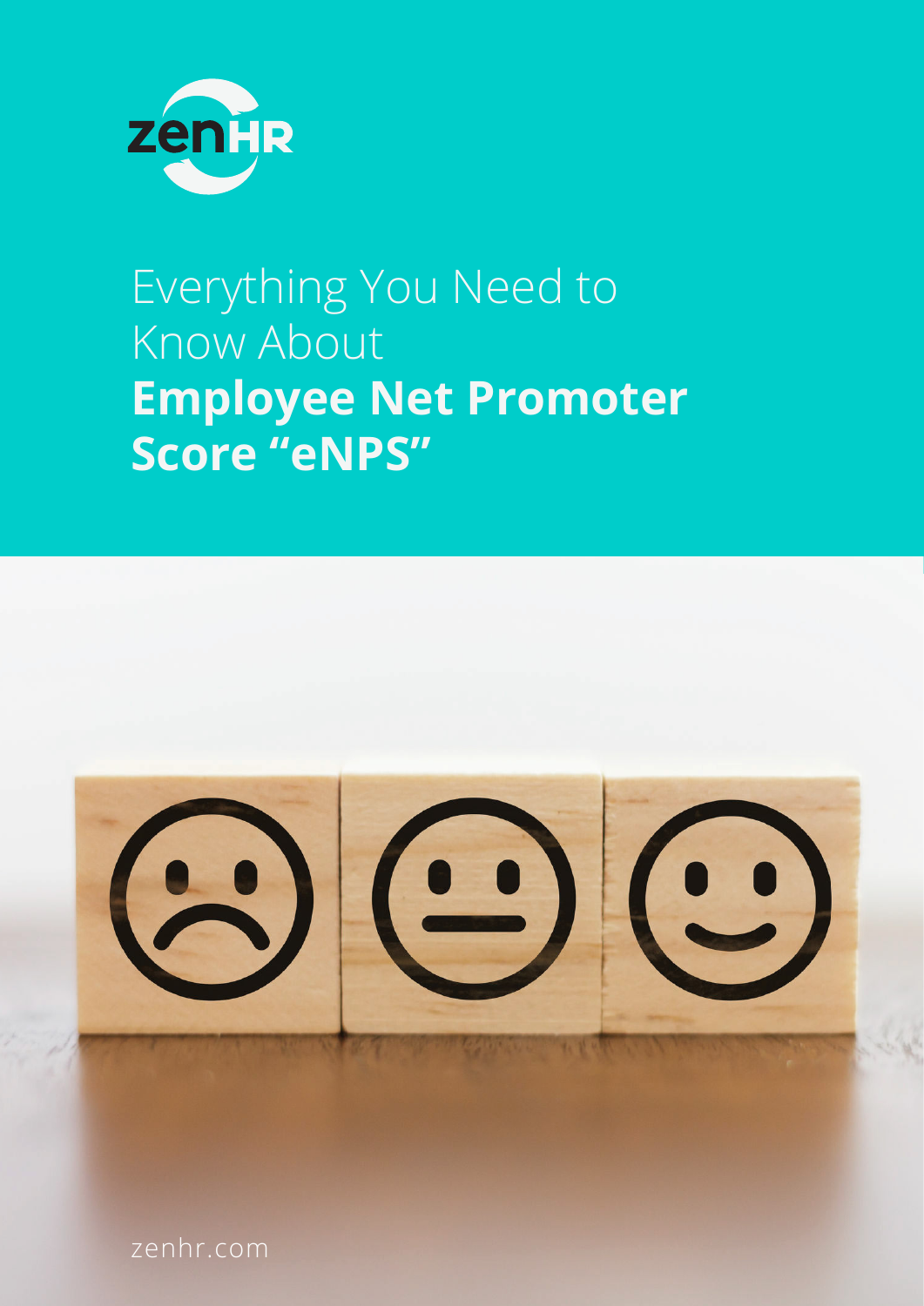zenHR

# Everything You Need to Know About **Employee Net Promoter Score "eNPS"**

zenhr.com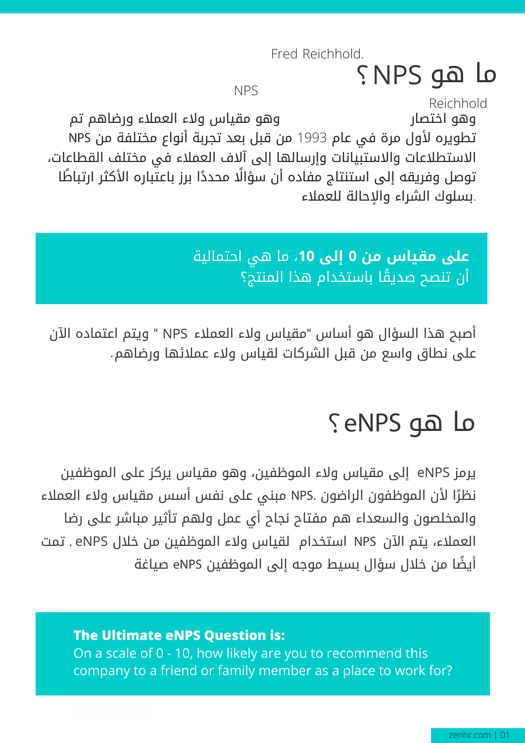# ما هو NPS؟

Fred Reichhold.

NPS

Reichhold

وهو اختصار وهو مقياس ولاء العملاء ورضاهم تم تطويره لأول مرة في عام 1993 من قبل بعد تجربة أنواع مختلفة من NPS الاستطلاعات والاستبيانات وإرسالها إلى آلاف العملاء في مختلف القطاعات، توصل وفريقه إلى استنتاج مفاده أن سؤالًا محددًا برز باعتباره الأكثر ارتباطًا بسلوك الشراء والإحالة للعملاء.

**على مقياس من 0 إلى 10**، ما هي احتمالية أن تنصح صديقًا باستخدام هذا المنتج؟

أصبح هذا السؤال هو أساس "مقياس ولاء العملاء NPS " ويتم اعتماده الآن على نطاق واسع من قبل الشركات لقياس ولاء عملائها ورضاهم.

# ما هو eNPS؟

يرمز eNPS إلى مقياس ولاء الموظفين، وهو مقياس يركز على الموظفين نظرًا لأن الموظفون الراضون .NPS مبني على نفس أسس مقياس ولاء العملاء والمخلصون والسعداء هم مفتاح نجاح أي عمل ولهم تأثير مباشر على رضا العملاء، يتم الآن NPS استخدام لقياس ولاء الموظفين من خلال eNPS . تمت أيضًا من خلال سؤال بسيط موجه إلى الموظفين eNPS صياغة

**The Ultimate eNPS Question is:**
On a scale of 0 - 10, how likely are you to recommend this company to a friend or family member as a place to work for?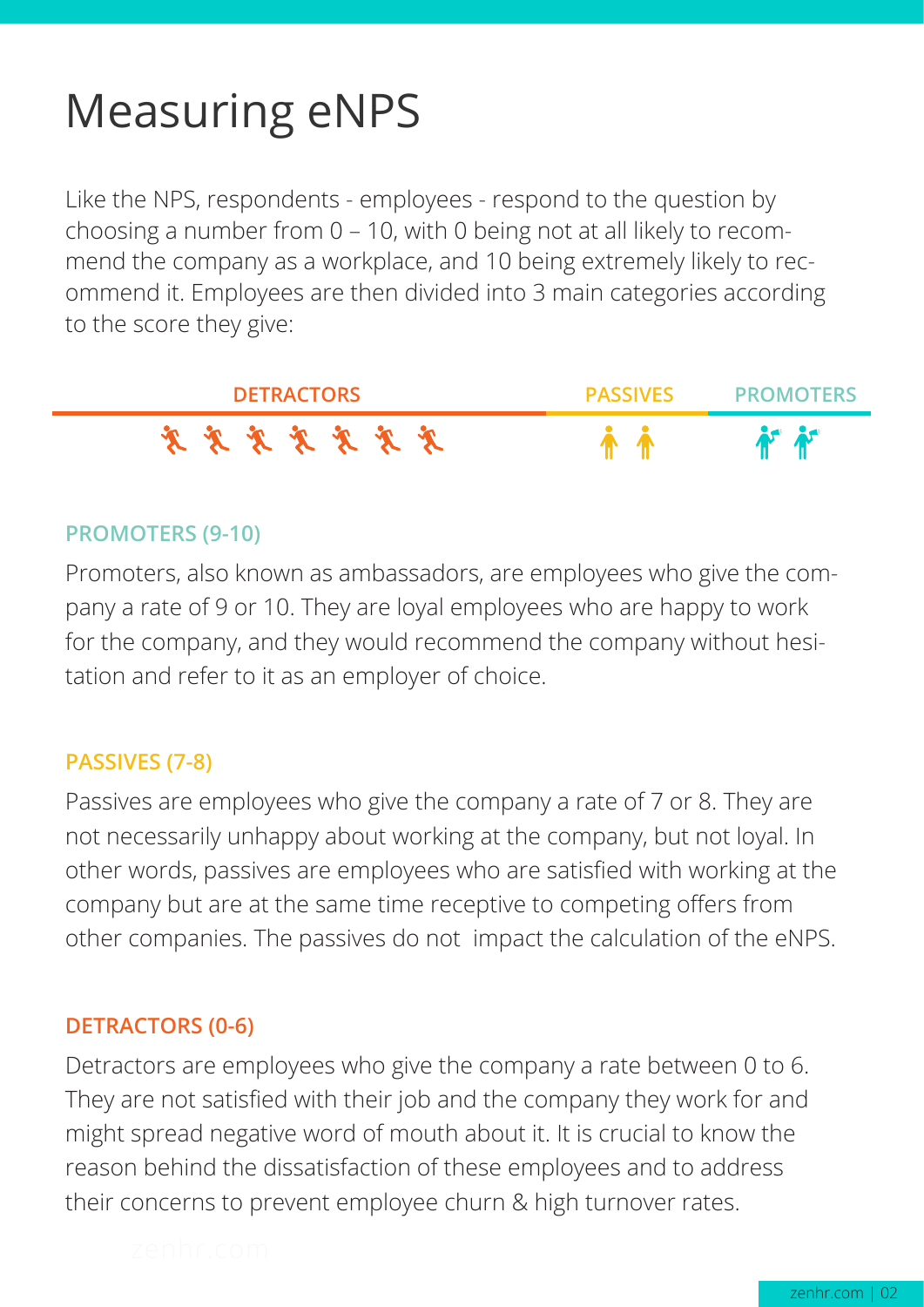# Measuring eNPS

Like the NPS, respondents - employees - respond to the question by choosing a number from 0 – 10, with 0 being not at all likely to recommend the company as a workplace, and 10 being extremely likely to recommend it. Employees are then divided into 3 main categories according to the score they give:

DETRACTORS | PASSIVES | PROMOTERS

### PROMOTERS (9-10)

Promoters, also known as ambassadors, are employees who give the company a rate of 9 or 10. They are loyal employees who are happy to work for the company, and they would recommend the company without hesitation and refer to it as an employer of choice.

### PASSIVES (7-8)

Passives are employees who give the company a rate of 7 or 8. They are not necessarily unhappy about working at the company, but not loyal. In other words, passives are employees who are satisfied with working at the company but are at the same time receptive to competing offers from other companies. The passives do not impact the calculation of the eNPS.

### DETRACTORS (0-6)

Detractors are employees who give the company a rate between 0 to 6. They are not satisfied with their job and the company they work for and might spread negative word of mouth about it. It is crucial to know the reason behind the dissatisfaction of these employees and to address their concerns to prevent employee churn & high turnover rates.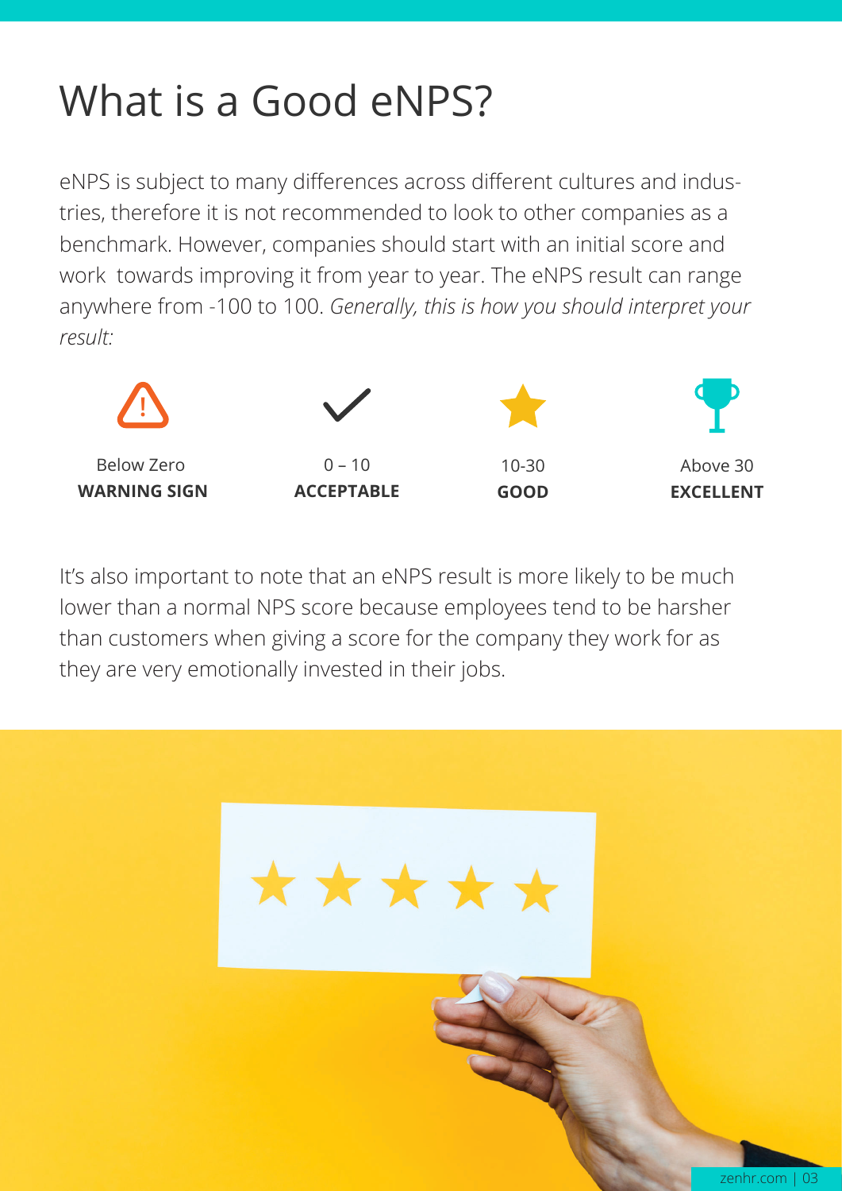# What is a Good eNPS?

eNPS is subject to many differences across different cultures and industries, therefore it is not recommended to look to other companies as a benchmark. However, companies should start with an initial score and work towards improving it from year to year. The eNPS result can range anywhere from -100 to 100. *Generally, this is how you should interpret your result:*

| Below Zero | 0 – 10 | 10-30 | Above 30 |
|---|---|---|---|
| **WARNING SIGN** | **ACCEPTABLE** | **GOOD** | **EXCELLENT** |

It's also important to note that an eNPS result is more likely to be much lower than a normal NPS score because employees tend to be harsher than customers when giving a score for the company they work for as they are very emotionally invested in their jobs.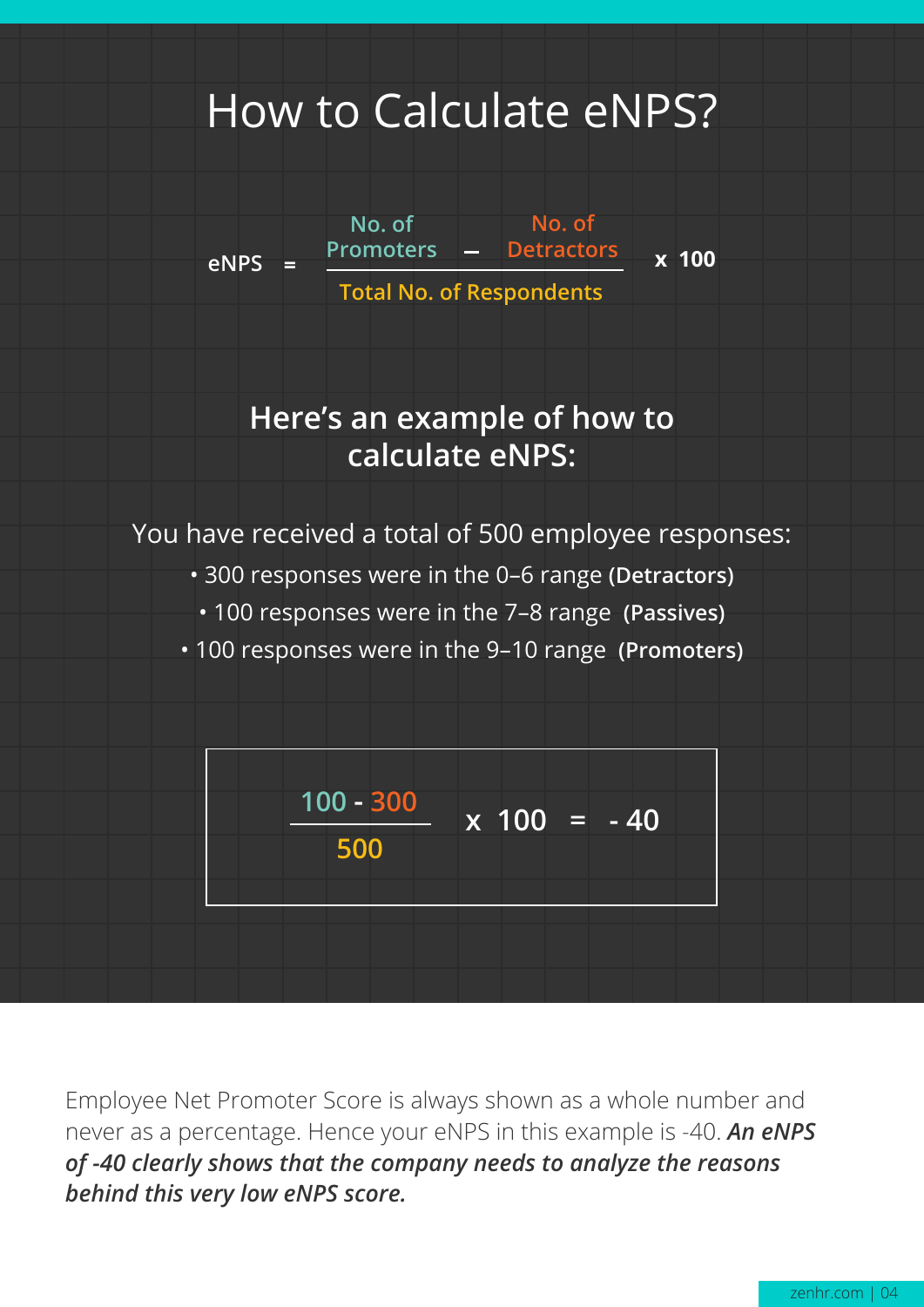# How to Calculate eNPS?

$$\text{eNPS} = \frac{\text{No. of Promoters} - \text{No. of Detractors}}{\text{Total No. of Respondents}} \times 100$$

## Here's an example of how to calculate eNPS:

You have received a total of 500 employee responses:

- 300 responses were in the 0–6 range **(Detractors)**
- 100 responses were in the 7–8 range **(Passives)**
- 100 responses were in the 9–10 range **(Promoters)**

$$\frac{100 - 300}{500} \times 100 = -40$$

Employee Net Promoter Score is always shown as a whole number and never as a percentage. Hence your eNPS in this example is -40. ***An eNPS of -40 clearly shows that the company needs to analyze the reasons behind this very low eNPS score.***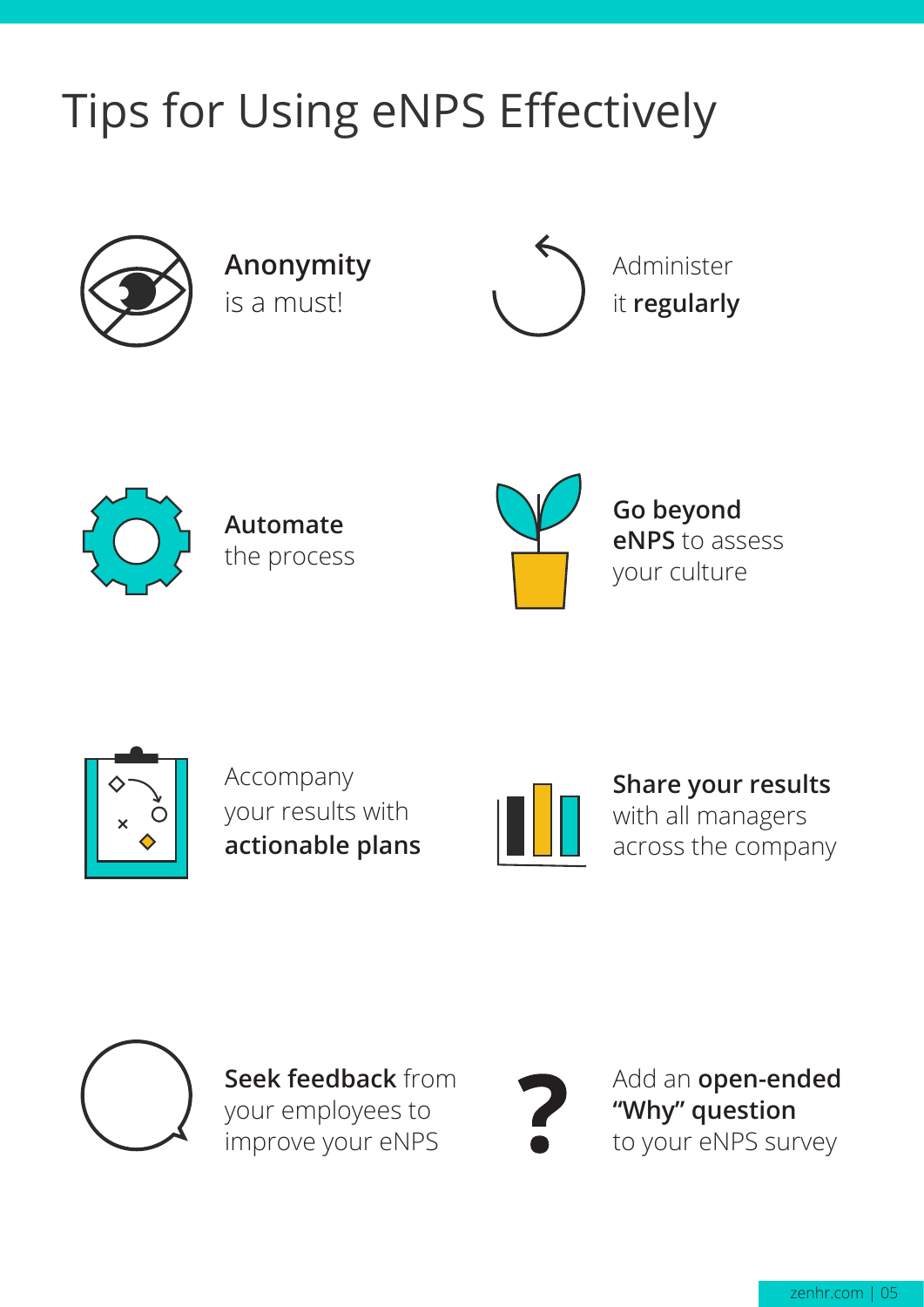# Tips for Using eNPS Effectively

**Anonymity** is a must!

Administer it **regularly**

**Automate** the process

**Go beyond eNPS** to assess your culture

Accompany your results with **actionable plans**

**Share your results** with all managers across the company

**Seek feedback** from your employees to improve your eNPS

Add an **open-ended "Why" question** to your eNPS survey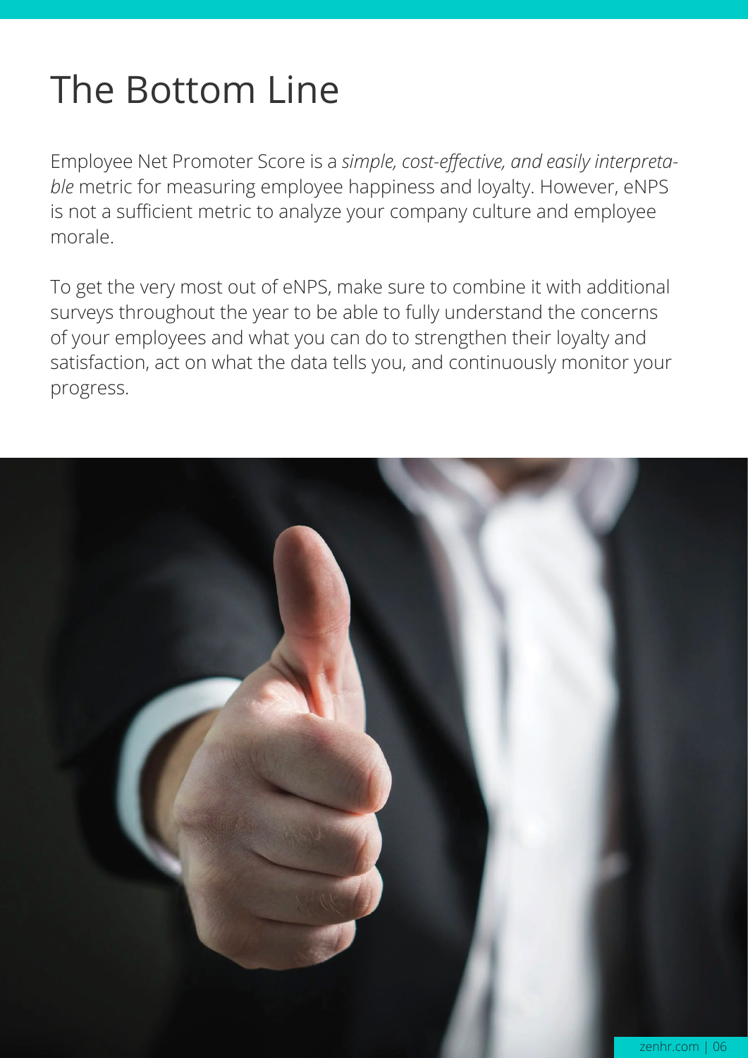# The Bottom Line

Employee Net Promoter Score is a *simple, cost-effective, and easily interpretable* metric for measuring employee happiness and loyalty. However, eNPS is not a sufficient metric to analyze your company culture and employee morale.

To get the very most out of eNPS, make sure to combine it with additional surveys throughout the year to be able to fully understand the concerns of your employees and what you can do to strengthen their loyalty and satisfaction, act on what the data tells you, and continuously monitor your progress.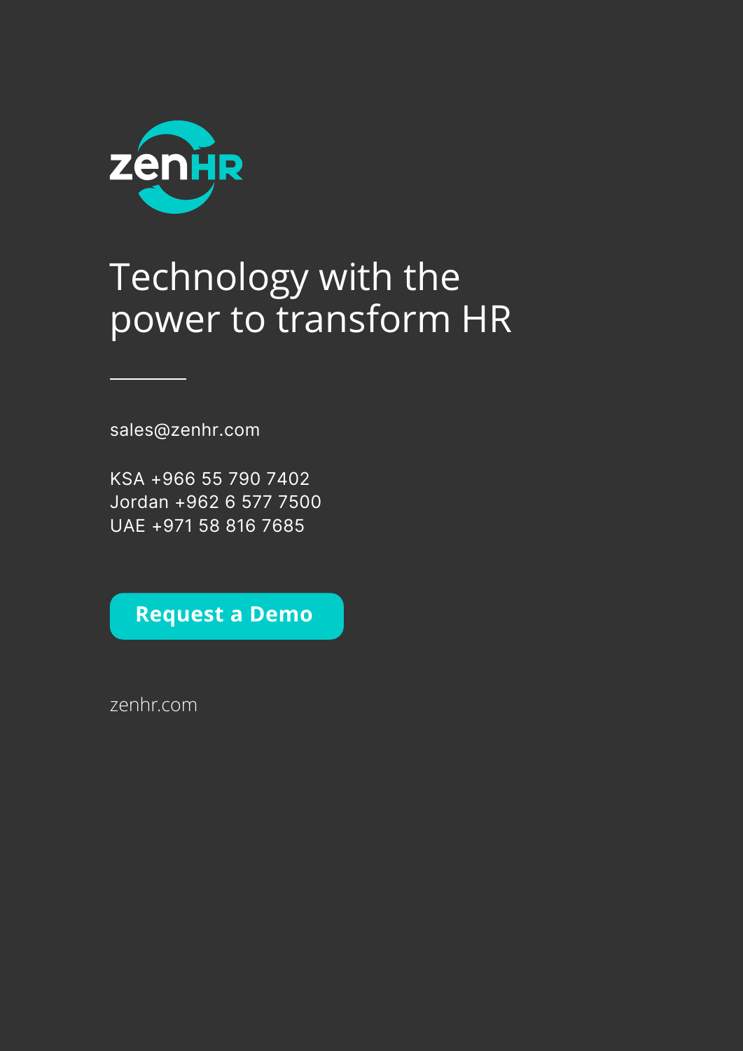zenHR

# Technology with the power to transform HR

sales@zenhr.com

KSA +966 55 790 7402
Jordan +962 6 577 7500
UAE +971 58 816 7685

**Request a Demo**

zenhr.com